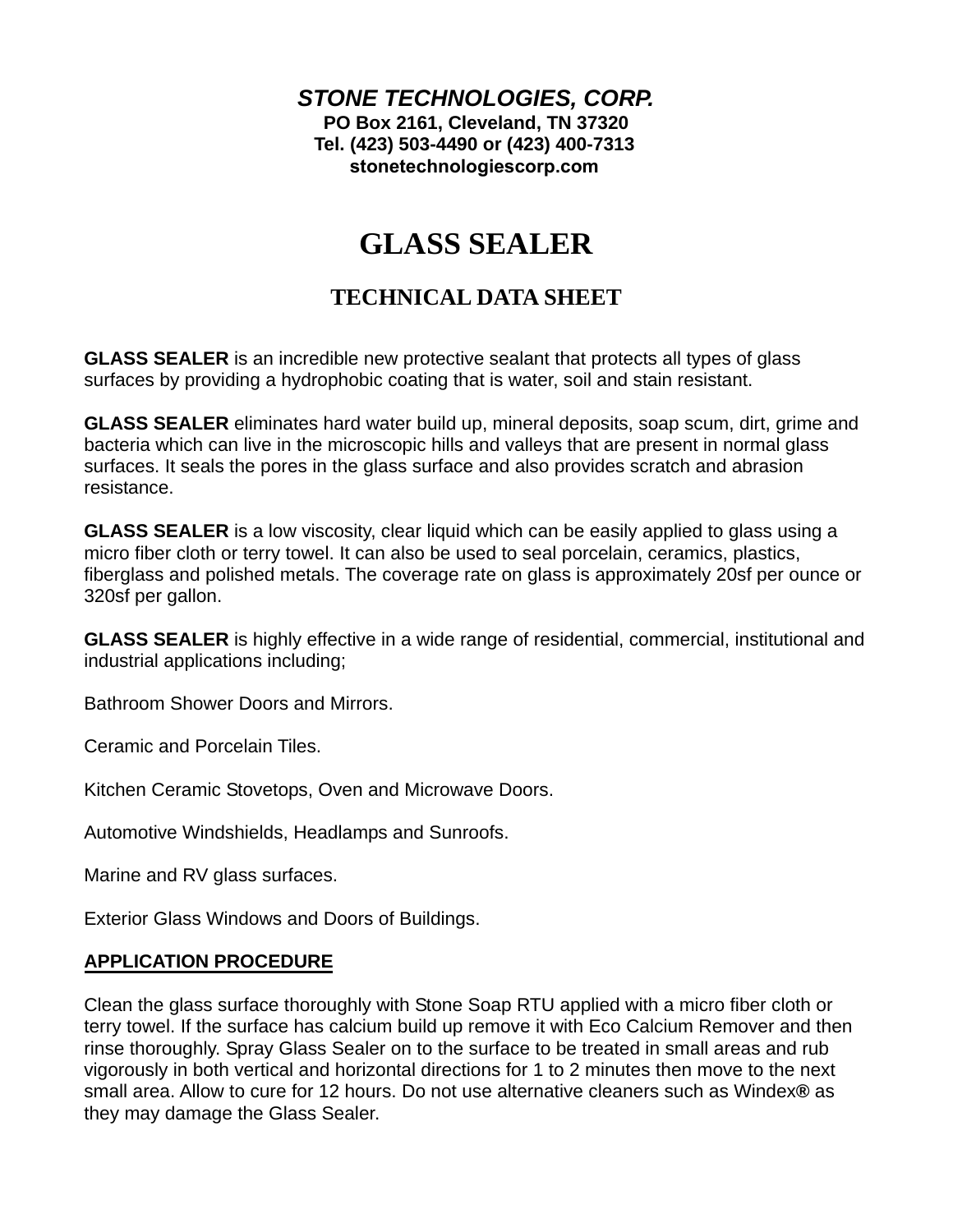***STONE TECHNOLOGIES, CORP.***

**PO Box 2161, Cleveland, TN 37320**

**Tel. (423) 503-4490 or (423) 400-7313**

**stonetechnologiescorp.com**

# GLASS SEALER

## TECHNICAL DATA SHEET

**GLASS SEALER** is an incredible new protective sealant that protects all types of glass surfaces by providing a hydrophobic coating that is water, soil and stain resistant.

**GLASS SEALER** eliminates hard water build up, mineral deposits, soap scum, dirt, grime and bacteria which can live in the microscopic hills and valleys that are present in normal glass surfaces. It seals the pores in the glass surface and also provides scratch and abrasion resistance.

**GLASS SEALER** is a low viscosity, clear liquid which can be easily applied to glass using a micro fiber cloth or terry towel. It can also be used to seal porcelain, ceramics, plastics, fiberglass and polished metals. The coverage rate on glass is approximately 20sf per ounce or 320sf per gallon.

**GLASS SEALER** is highly effective in a wide range of residential, commercial, institutional and industrial applications including;

Bathroom Shower Doors and Mirrors.

Ceramic and Porcelain Tiles.

Kitchen Ceramic Stovetops, Oven and Microwave Doors.

Automotive Windshields, Headlamps and Sunroofs.

Marine and RV glass surfaces.

Exterior Glass Windows and Doors of Buildings.

**APPLICATION PROCEDURE**

Clean the glass surface thoroughly with Stone Soap RTU applied with a micro fiber cloth or terry towel. If the surface has calcium build up remove it with Eco Calcium Remover and then rinse thoroughly. Spray Glass Sealer on to the surface to be treated in small areas and rub vigorously in both vertical and horizontal directions for 1 to 2 minutes then move to the next small area. Allow to cure for 12 hours. Do not use alternative cleaners such as Windex® as they may damage the Glass Sealer.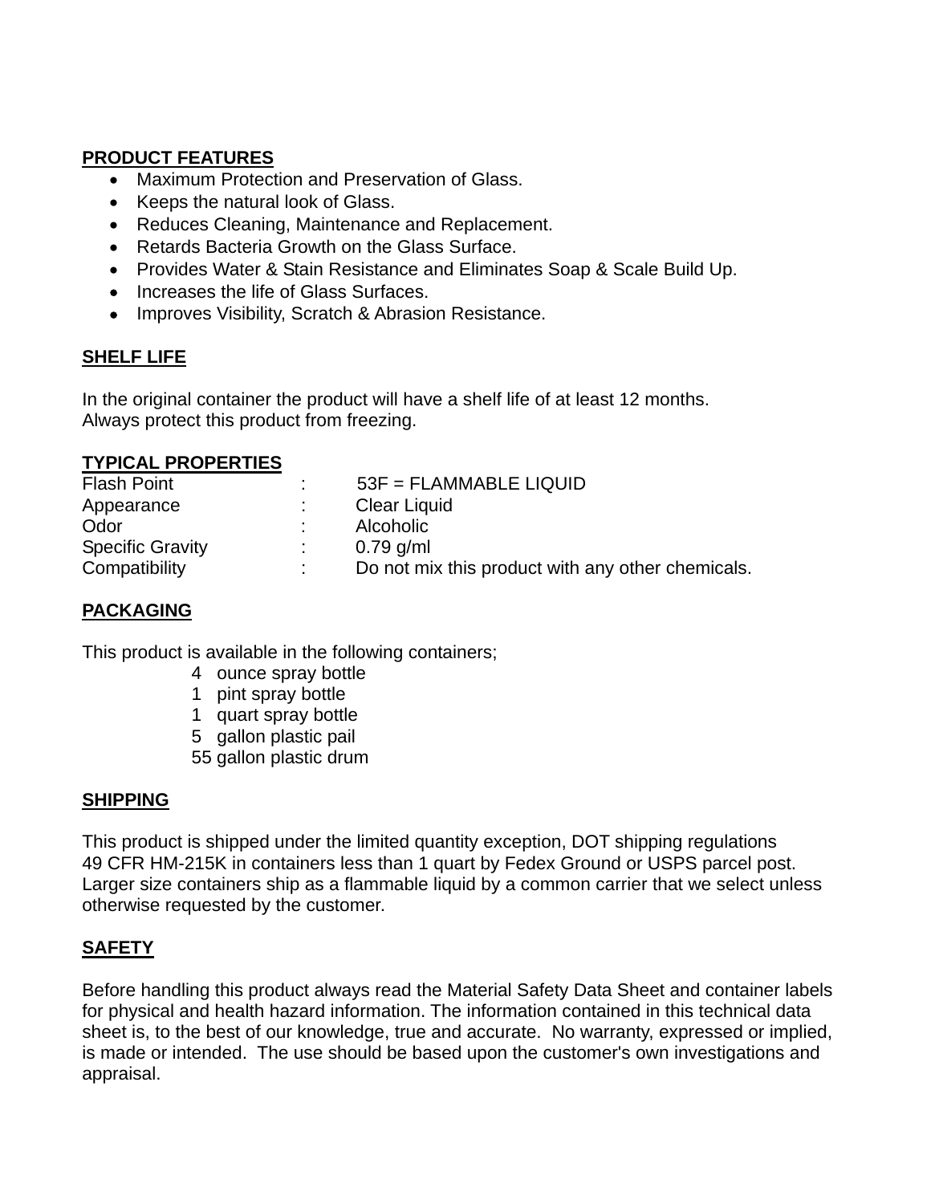**PRODUCT FEATURES**

- Maximum Protection and Preservation of Glass.
- Keeps the natural look of Glass.
- Reduces Cleaning, Maintenance and Replacement.
- Retards Bacteria Growth on the Glass Surface.
- Provides Water & Stain Resistance and Eliminates Soap & Scale Build Up.
- Increases the life of Glass Surfaces.
- Improves Visibility, Scratch & Abrasion Resistance.

**SHELF LIFE**

In the original container the product will have a shelf life of at least 12 months.
Always protect this product from freezing.

**TYPICAL PROPERTIES**

| | | |
|---|---|---|
| Flash Point | : | 53F = FLAMMABLE LIQUID |
| Appearance | : | Clear Liquid |
| Odor | : | Alcoholic |
| Specific Gravity | : | 0.79 g/ml |
| Compatibility | : | Do not mix this product with any other chemicals. |

**PACKAGING**

This product is available in the following containers;

4 ounce spray bottle
1 pint spray bottle
1 quart spray bottle
5 gallon plastic pail
55 gallon plastic drum

**SHIPPING**

This product is shipped under the limited quantity exception, DOT shipping regulations 49 CFR HM-215K in containers less than 1 quart by Fedex Ground or USPS parcel post. Larger size containers ship as a flammable liquid by a common carrier that we select unless otherwise requested by the customer.

**SAFETY**

Before handling this product always read the Material Safety Data Sheet and container labels for physical and health hazard information. The information contained in this technical data sheet is, to the best of our knowledge, true and accurate. No warranty, expressed or implied, is made or intended. The use should be based upon the customer's own investigations and appraisal.